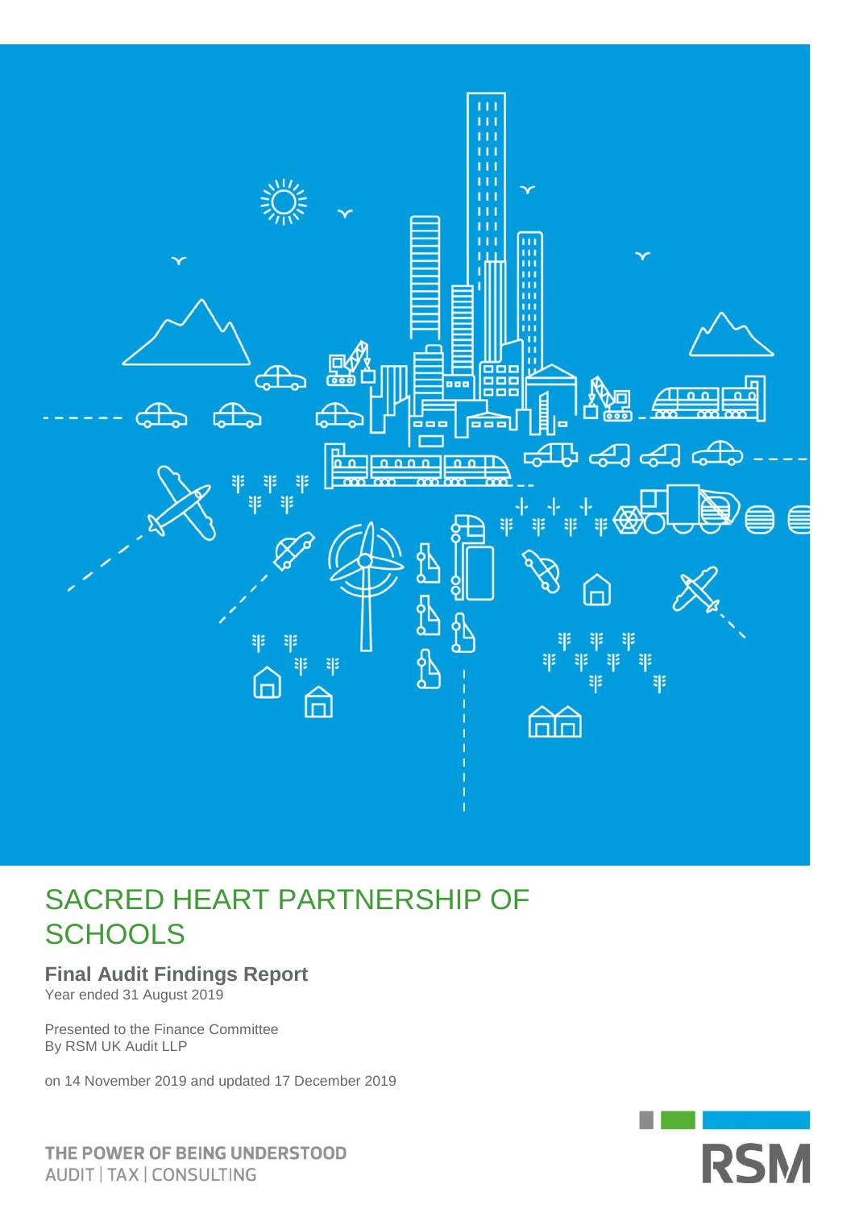# SACRED HEART PARTNERSHIP OF SCHOOLS

## Final Audit Findings Report

Year ended 31 August 2019

Presented to the Finance Committee
By RSM UK Audit LLP

on 14 November 2019 and updated 17 December 2019

THE POWER OF BEING UNDERSTOOD
AUDIT | TAX | CONSULTING

RSM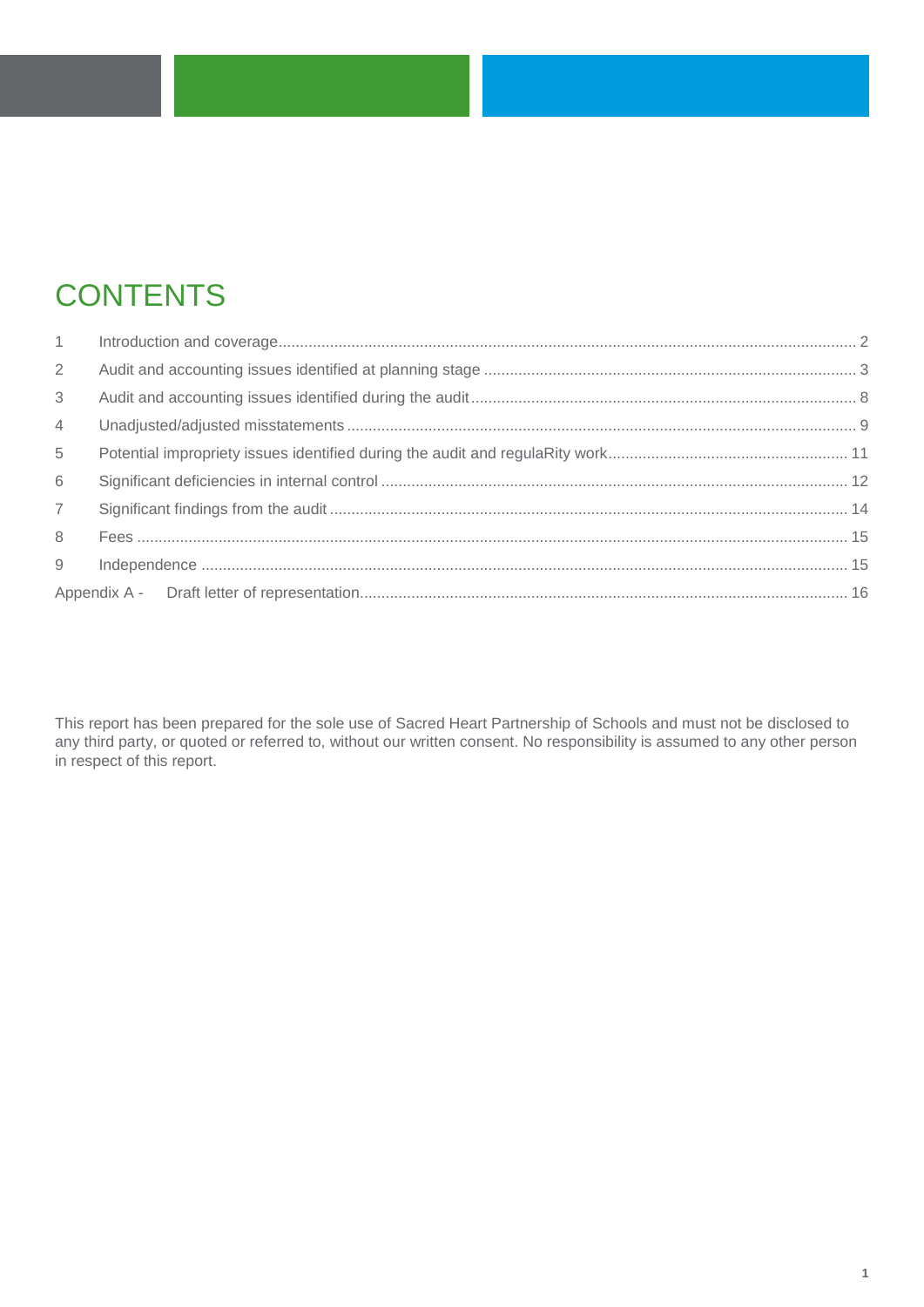# CONTENTS

1 Introduction and coverage ..... 2
2 Audit and accounting issues identified at planning stage ..... 3
3 Audit and accounting issues identified during the audit ..... 8
4 Unadjusted/adjusted misstatements ..... 9
5 Potential impropriety issues identified during the audit and reguLaRity work ..... 11
6 Significant deficiencies in internal control ..... 12
7 Significant findings from the audit ..... 14
8 Fees ..... 15
9 Independence ..... 15
Appendix A - Draft letter of representation ..... 16

This report has been prepared for the sole use of Sacred Heart Partnership of Schools and must not be disclosed to any third party, or quoted or referred to, without our written consent. No responsibility is assumed to any other person in respect of this report.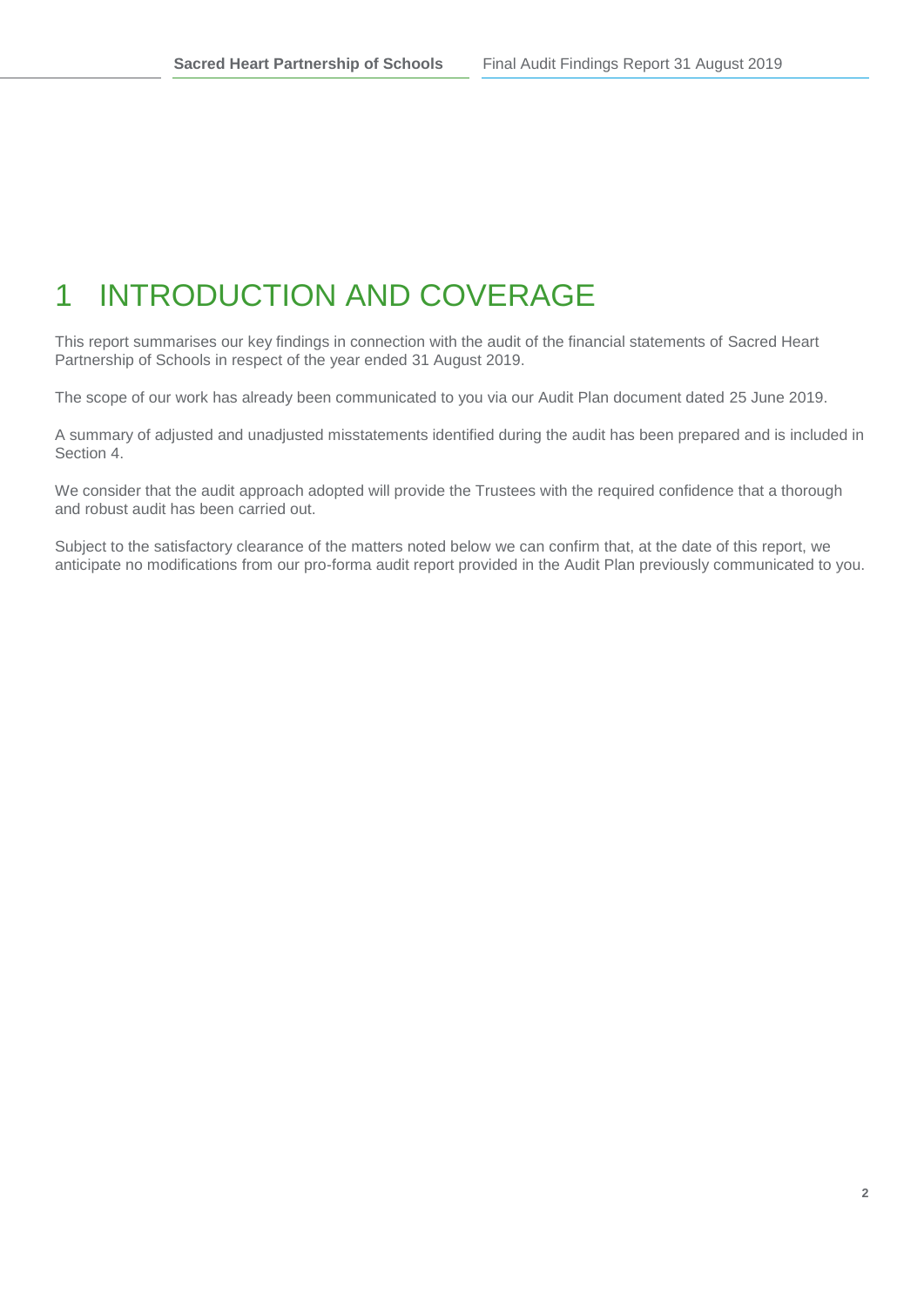# 1 INTRODUCTION AND COVERAGE

This report summarises our key findings in connection with the audit of the financial statements of Sacred Heart Partnership of Schools in respect of the year ended 31 August 2019.

The scope of our work has already been communicated to you via our Audit Plan document dated 25 June 2019.

A summary of adjusted and unadjusted misstatements identified during the audit has been prepared and is included in Section 4.

We consider that the audit approach adopted will provide the Trustees with the required confidence that a thorough and robust audit has been carried out.

Subject to the satisfactory clearance of the matters noted below we can confirm that, at the date of this report, we anticipate no modifications from our pro-forma audit report provided in the Audit Plan previously communicated to you.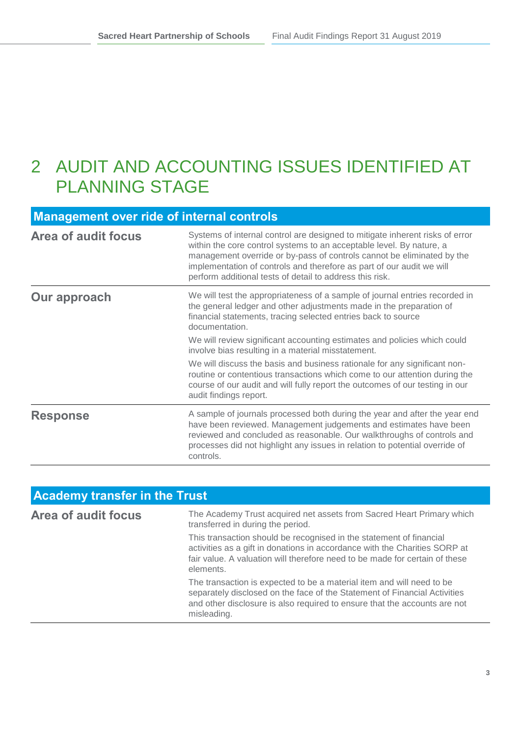# 2 AUDIT AND ACCOUNTING ISSUES IDENTIFIED AT PLANNING STAGE

| Management over ride of internal controls | |
|---|---|
| **Area of audit focus** | Systems of internal control are designed to mitigate inherent risks of error within the core control systems to an acceptable level. By nature, a management override or by-pass of controls cannot be eliminated by the implementation of controls and therefore as part of our audit we will perform additional tests of detail to address this risk. |
| **Our approach** | We will test the appropriateness of a sample of journal entries recorded in the general ledger and other adjustments made in the preparation of financial statements, tracing selected entries back to source documentation.<br><br>We will review significant accounting estimates and policies which could involve bias resulting in a material misstatement.<br><br>We will discuss the basis and business rationale for any significant non-routine or contentious transactions which come to our attention during the course of our audit and will fully report the outcomes of our testing in our audit findings report. |
| **Response** | A sample of journals processed both during the year and after the year end have been reviewed. Management judgements and estimates have been reviewed and concluded as reasonable. Our walkthroughs of controls and processes did not highlight any issues in relation to potential override of controls. |

| Academy transfer in the Trust | |
|---|---|
| **Area of audit focus** | The Academy Trust acquired net assets from Sacred Heart Primary which transferred in during the period.<br><br>This transaction should be recognised in the statement of financial activities as a gift in donations in accordance with the Charities SORP at fair value. A valuation will therefore need to be made for certain of these elements.<br><br>The transaction is expected to be a material item and will need to be separately disclosed on the face of the Statement of Financial Activities and other disclosure is also required to ensure that the accounts are not misleading. |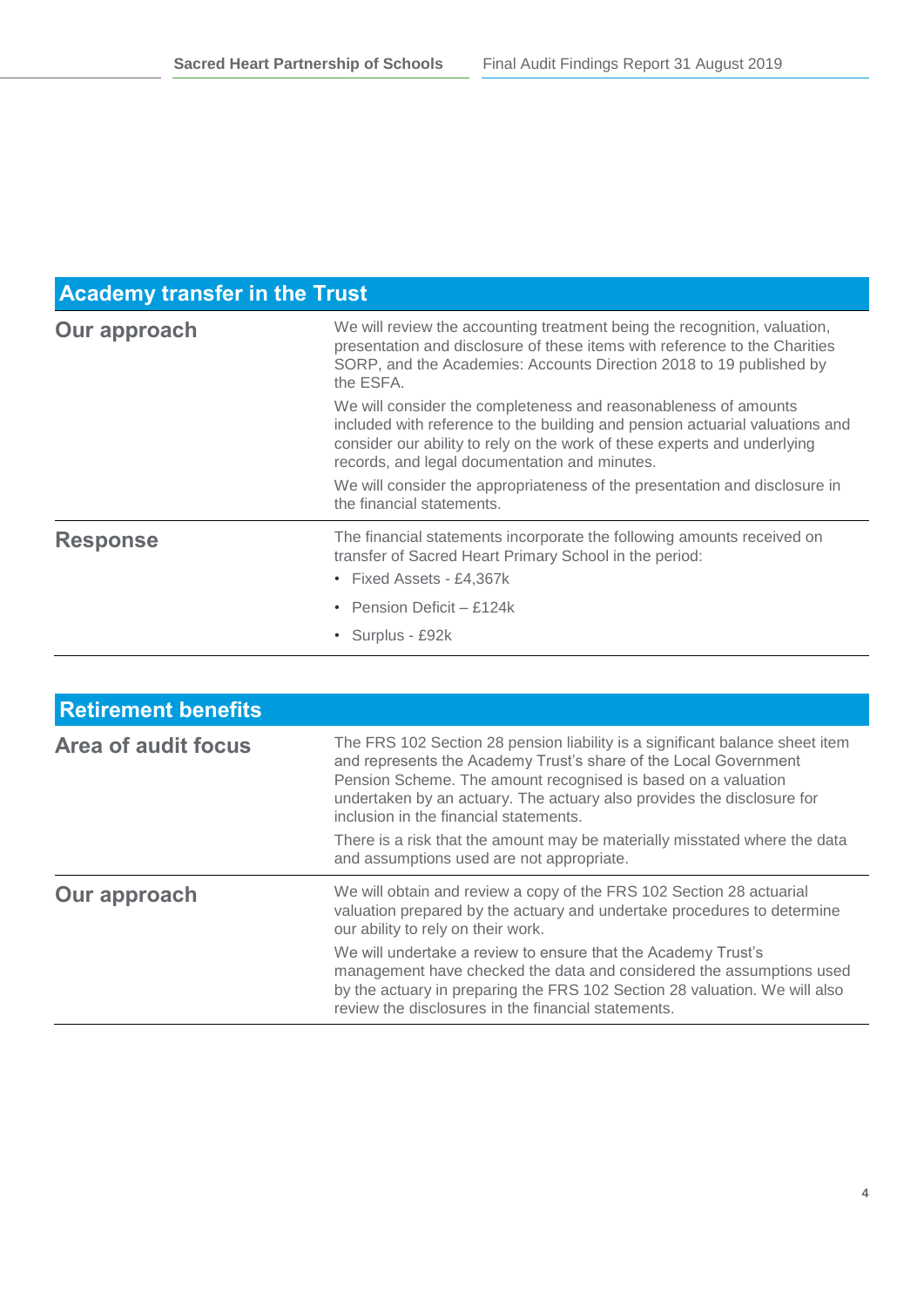## Academy transfer in the Trust

### Our approach

We will review the accounting treatment being the recognition, valuation, presentation and disclosure of these items with reference to the Charities SORP, and the Academies: Accounts Direction 2018 to 19 published by the ESFA.

We will consider the completeness and reasonableness of amounts included with reference to the building and pension actuarial valuations and consider our ability to rely on the work of these experts and underlying records, and legal documentation and minutes.

We will consider the appropriateness of the presentation and disclosure in the financial statements.

### Response

The financial statements incorporate the following amounts received on transfer of Sacred Heart Primary School in the period:

- Fixed Assets - £4,367k
- Pension Deficit – £124k
- Surplus - £92k

## Retirement benefits

### Area of audit focus

The FRS 102 Section 28 pension liability is a significant balance sheet item and represents the Academy Trust's share of the Local Government Pension Scheme. The amount recognised is based on a valuation undertaken by an actuary. The actuary also provides the disclosure for inclusion in the financial statements.

There is a risk that the amount may be materially misstated where the data and assumptions used are not appropriate.

### Our approach

We will obtain and review a copy of the FRS 102 Section 28 actuarial valuation prepared by the actuary and undertake procedures to determine our ability to rely on their work.

We will undertake a review to ensure that the Academy Trust's management have checked the data and considered the assumptions used by the actuary in preparing the FRS 102 Section 28 valuation. We will also review the disclosures in the financial statements.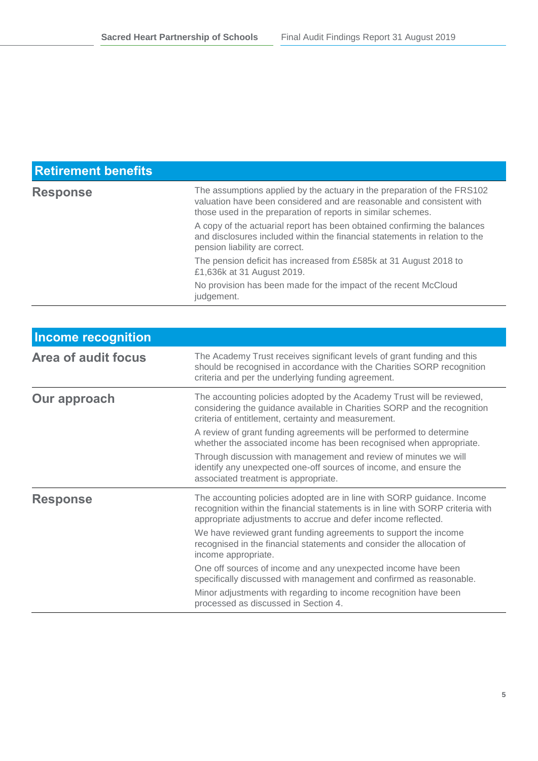## Retirement benefits

| | |
|---|---|
| **Response** | The assumptions applied by the actuary in the preparation of the FRS102 valuation have been considered and are reasonable and consistent with those used in the preparation of reports in similar schemes.<br><br>A copy of the actuarial report has been obtained confirming the balances and disclosures included within the financial statements in relation to the pension liability are correct.<br><br>The pension deficit has increased from £585k at 31 August 2018 to £1,636k at 31 August 2019.<br><br>No provision has been made for the impact of the recent McCloud judgement. |

## Income recognition

| | |
|---|---|
| **Area of audit focus** | The Academy Trust receives significant levels of grant funding and this should be recognised in accordance with the Charities SORP recognition criteria and per the underlying funding agreement. |
| **Our approach** | The accounting policies adopted by the Academy Trust will be reviewed, considering the guidance available in Charities SORP and the recognition criteria of entitlement, certainty and measurement.<br><br>A review of grant funding agreements will be performed to determine whether the associated income has been recognised when appropriate.<br><br>Through discussion with management and review of minutes we will identify any unexpected one-off sources of income, and ensure the associated treatment is appropriate. |
| **Response** | The accounting policies adopted are in line with SORP guidance. Income recognition within the financial statements is in line with SORP criteria with appropriate adjustments to accrue and defer income reflected.<br><br>We have reviewed grant funding agreements to support the income recognised in the financial statements and consider the allocation of income appropriate.<br><br>One off sources of income and any unexpected income have been specifically discussed with management and confirmed as reasonable.<br><br>Minor adjustments with regarding to income recognition have been processed as discussed in Section 4. |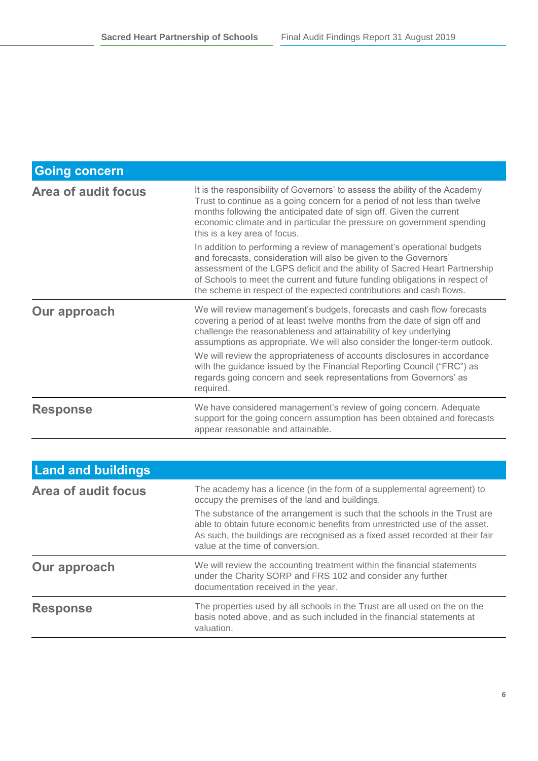## Going concern

| | |
|---|---|
| **Area of audit focus** | It is the responsibility of Governors' to assess the ability of the Academy Trust to continue as a going concern for a period of not less than twelve months following the anticipated date of sign off. Given the current economic climate and in particular the pressure on government spending this is a key area of focus.<br><br>In addition to performing a review of management's operational budgets and forecasts, consideration will also be given to the Governors' assessment of the LGPS deficit and the ability of Sacred Heart Partnership of Schools to meet the current and future funding obligations in respect of the scheme in respect of the expected contributions and cash flows. |
| **Our approach** | We will review management's budgets, forecasts and cash flow forecasts covering a period of at least twelve months from the date of sign off and challenge the reasonableness and attainability of key underlying assumptions as appropriate. We will also consider the longer-term outlook.<br><br>We will review the appropriateness of accounts disclosures in accordance with the guidance issued by the Financial Reporting Council ("FRC") as regards going concern and seek representations from Governors' as required. |
| **Response** | We have considered management's review of going concern. Adequate support for the going concern assumption has been obtained and forecasts appear reasonable and attainable. |

## Land and buildings

| | |
|---|---|
| **Area of audit focus** | The academy has a licence (in the form of a supplemental agreement) to occupy the premises of the land and buildings.<br><br>The substance of the arrangement is such that the schools in the Trust are able to obtain future economic benefits from unrestricted use of the asset. As such, the buildings are recognised as a fixed asset recorded at their fair value at the time of conversion. |
| **Our approach** | We will review the accounting treatment within the financial statements under the Charity SORP and FRS 102 and consider any further documentation received in the year. |
| **Response** | The properties used by all schools in the Trust are all used on the on the basis noted above, and as such included in the financial statements at valuation. |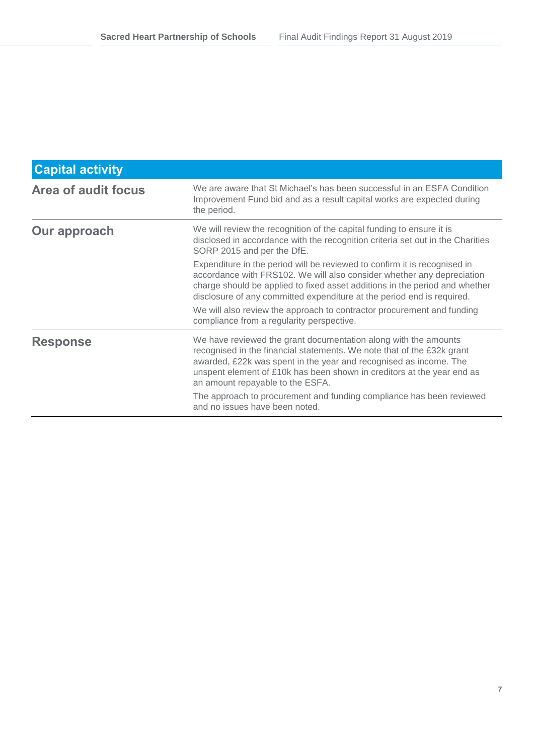## Capital activity

| | |
|---|---|
| **Area of audit focus** | We are aware that St Michael's has been successful in an ESFA Condition Improvement Fund bid and as a result capital works are expected during the period. |
| **Our approach** | We will review the recognition of the capital funding to ensure it is disclosed in accordance with the recognition criteria set out in the Charities SORP 2015 and per the DfE.<br><br>Expenditure in the period will be reviewed to confirm it is recognised in accordance with FRS102. We will also consider whether any depreciation charge should be applied to fixed asset additions in the period and whether disclosure of any committed expenditure at the period end is required.<br><br>We will also review the approach to contractor procurement and funding compliance from a regularity perspective. |
| **Response** | We have reviewed the grant documentation along with the amounts recognised in the financial statements. We note that of the £32k grant awarded, £22k was spent in the year and recognised as income. The unspent element of £10k has been shown in creditors at the year end as an amount repayable to the ESFA.<br><br>The approach to procurement and funding compliance has been reviewed and no issues have been noted. |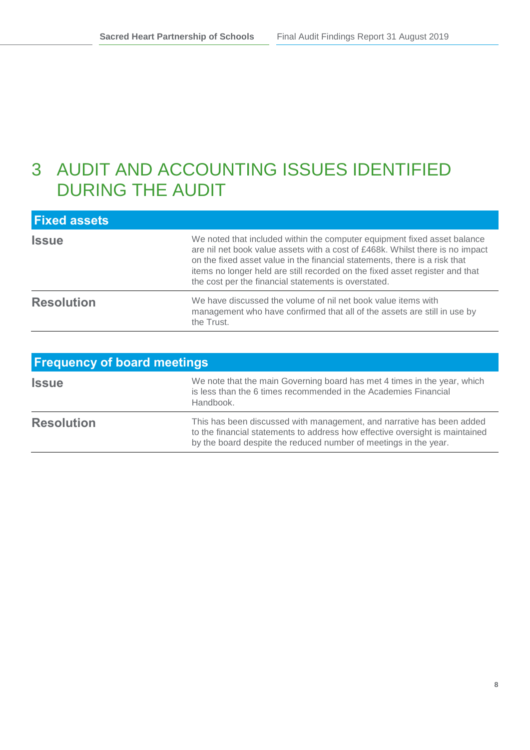# 3 AUDIT AND ACCOUNTING ISSUES IDENTIFIED DURING THE AUDIT

| Fixed assets | |
|---|---|
| **Issue** | We noted that included within the computer equipment fixed asset balance are nil net book value assets with a cost of £468k. Whilst there is no impact on the fixed asset value in the financial statements, there is a risk that items no longer held are still recorded on the fixed asset register and that the cost per the financial statements is overstated. |
| **Resolution** | We have discussed the volume of nil net book value items with management who have confirmed that all of the assets are still in use by the Trust. |

| Frequency of board meetings | |
|---|---|
| **Issue** | We note that the main Governing board has met 4 times in the year, which is less than the 6 times recommended in the Academies Financial Handbook. |
| **Resolution** | This has been discussed with management, and narrative has been added to the financial statements to address how effective oversight is maintained by the board despite the reduced number of meetings in the year. |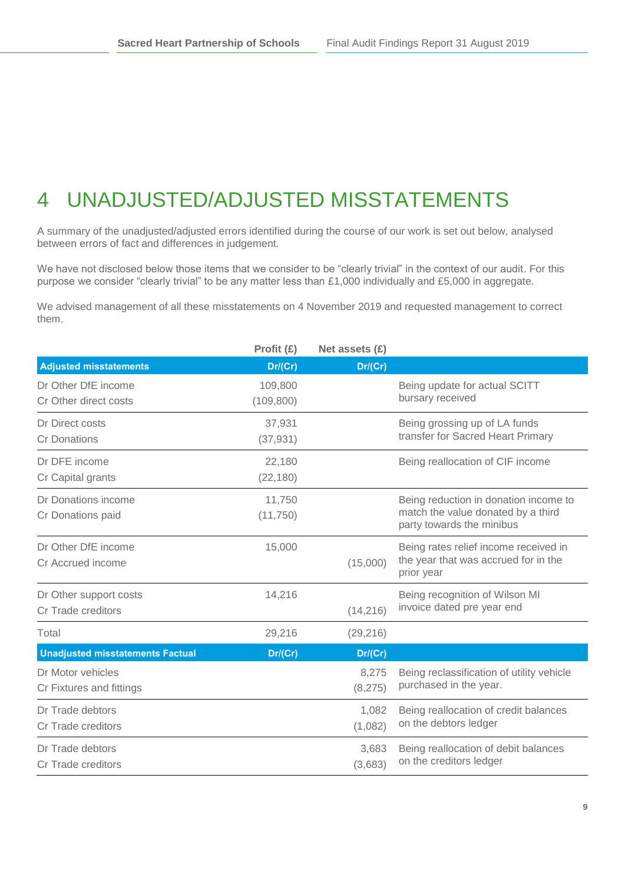# 4 UNADJUSTED/ADJUSTED MISSTATEMENTS

A summary of the unadjusted/adjusted errors identified during the course of our work is set out below, analysed between errors of fact and differences in judgement.

We have not disclosed below those items that we consider to be "clearly trivial" in the context of our audit. For this purpose we consider "clearly trivial" to be any matter less than £1,000 individually and £5,000 in aggregate.

We advised management of all these misstatements on 4 November 2019 and requested management to correct them.

| | Profit (£) | Net assets (£) | |
|---|---|---|---|
| **Adjusted misstatements** | **Dr/(Cr)** | **Dr/(Cr)** | |
| Dr Other DfE income<br>Cr Other direct costs | 109,800<br>(109,800) | | Being update for actual SCITT bursary received |
| Dr Direct costs<br>Cr Donations | 37,931<br>(37,931) | | Being grossing up of LA funds transfer for Sacred Heart Primary |
| Dr DFE income<br>Cr Capital grants | 22,180<br>(22,180) | | Being reallocation of CIF income |
| Dr Donations income<br>Cr Donations paid | 11,750<br>(11,750) | | Being reduction in donation income to match the value donated by a third party towards the minibus |
| Dr Other DfE income<br>Cr Accrued income | 15,000 | <br>(15,000) | Being rates relief income received in the year that was accrued for in the prior year |
| Dr Other support costs<br>Cr Trade creditors | 14,216 | <br>(14,216) | Being recognition of Wilson MI invoice dated pre year end |
| Total | 29,216 | (29,216) | |
| **Unadjusted misstatements Factual** | **Dr/(Cr)** | **Dr/(Cr)** | |
| Dr Motor vehicles<br>Cr Fixtures and fittings | | 8,275<br>(8,275) | Being reclassification of utility vehicle purchased in the year. |
| Dr Trade debtors<br>Cr Trade creditors | | 1,082<br>(1,082) | Being reallocation of credit balances on the debtors ledger |
| Dr Trade debtors<br>Cr Trade creditors | | 3,683<br>(3,683) | Being reallocation of debit balances on the creditors ledger |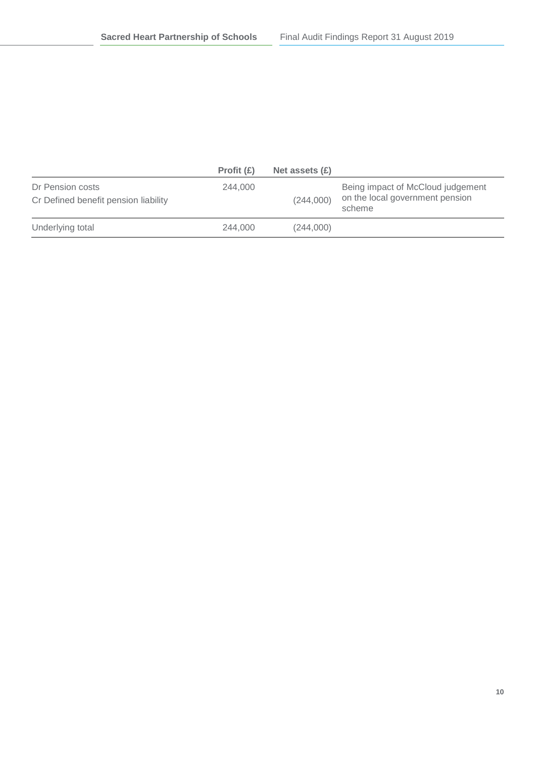| | Profit (£) | Net assets (£) | |
|---|---|---|---|
| Dr Pension costs | 244,000 | | Being impact of McCloud judgement on the local government pension scheme |
| Cr Defined benefit pension liability | | (244,000) | |
| Underlying total | 244,000 | (244,000) | |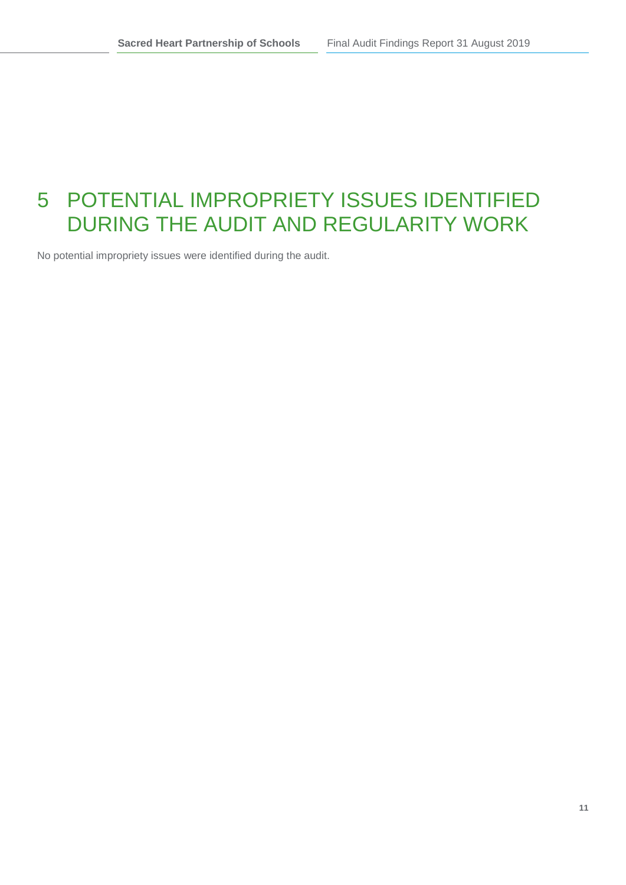# 5 POTENTIAL IMPROPRIETY ISSUES IDENTIFIED DURING THE AUDIT AND REGULARITY WORK

No potential impropriety issues were identified during the audit.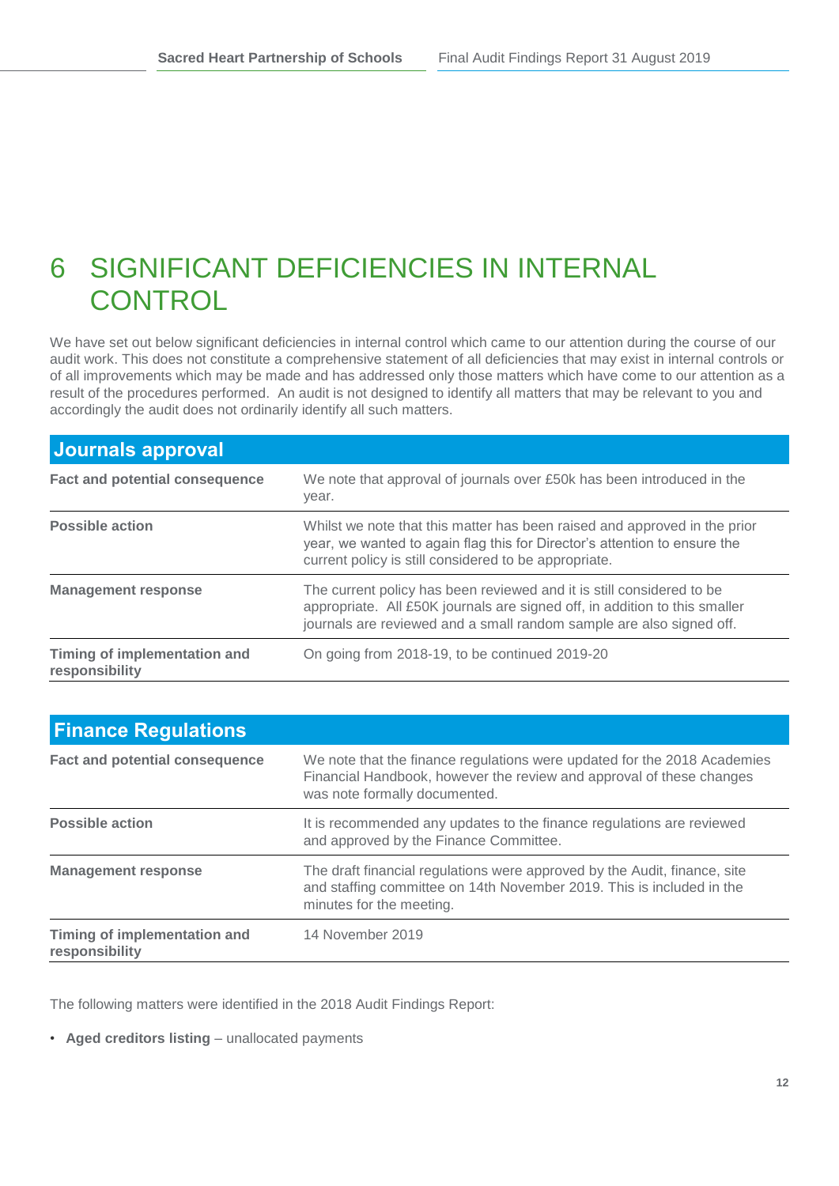# 6 SIGNIFICANT DEFICIENCIES IN INTERNAL CONTROL

We have set out below significant deficiencies in internal control which came to our attention during the course of our audit work. This does not constitute a comprehensive statement of all deficiencies that may exist in internal controls or of all improvements which may be made and has addressed only those matters which have come to our attention as a result of the procedures performed. An audit is not designed to identify all matters that may be relevant to you and accordingly the audit does not ordinarily identify all such matters.

| **Journals approval** | |
|---|---|
| **Fact and potential consequence** | We note that approval of journals over £50k has been introduced in the year. |
| **Possible action** | Whilst we note that this matter has been raised and approved in the prior year, we wanted to again flag this for Director's attention to ensure the current policy is still considered to be appropriate. |
| **Management response** | The current policy has been reviewed and it is still considered to be appropriate. All £50K journals are signed off, in addition to this smaller journals are reviewed and a small random sample are also signed off. |
| **Timing of implementation and responsibility** | On going from 2018-19, to be continued 2019-20 |

| **Finance Regulations** | |
|---|---|
| **Fact and potential consequence** | We note that the finance regulations were updated for the 2018 Academies Financial Handbook, however the review and approval of these changes was note formally documented. |
| **Possible action** | It is recommended any updates to the finance regulations are reviewed and approved by the Finance Committee. |
| **Management response** | The draft financial regulations were approved by the Audit, finance, site and staffing committee on 14th November 2019. This is included in the minutes for the meeting. |
| **Timing of implementation and responsibility** | 14 November 2019 |

The following matters were identified in the 2018 Audit Findings Report:

- **Aged creditors listing** – unallocated payments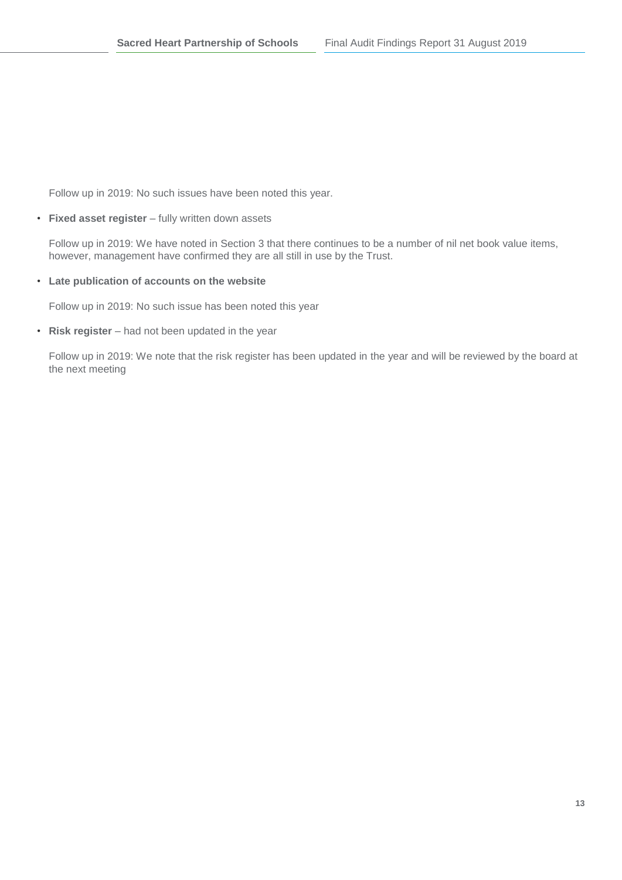Follow up in 2019: No such issues have been noted this year.

- **Fixed asset register** – fully written down assets

  Follow up in 2019: We have noted in Section 3 that there continues to be a number of nil net book value items, however, management have confirmed they are all still in use by the Trust.

- **Late publication of accounts on the website**

  Follow up in 2019: No such issue has been noted this year

- **Risk register** – had not been updated in the year

  Follow up in 2019: We note that the risk register has been updated in the year and will be reviewed by the board at the next meeting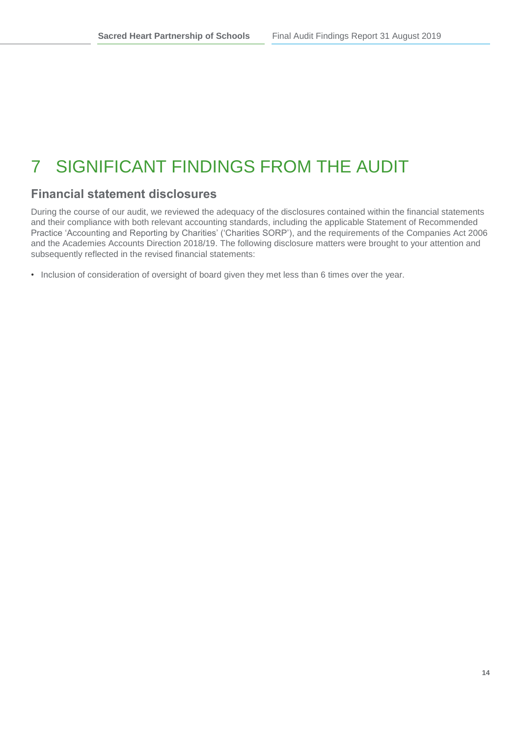# 7 SIGNIFICANT FINDINGS FROM THE AUDIT

## Financial statement disclosures

During the course of our audit, we reviewed the adequacy of the disclosures contained within the financial statements and their compliance with both relevant accounting standards, including the applicable Statement of Recommended Practice 'Accounting and Reporting by Charities' ('Charities SORP'), and the requirements of the Companies Act 2006 and the Academies Accounts Direction 2018/19. The following disclosure matters were brought to your attention and subsequently reflected in the revised financial statements:

- Inclusion of consideration of oversight of board given they met less than 6 times over the year.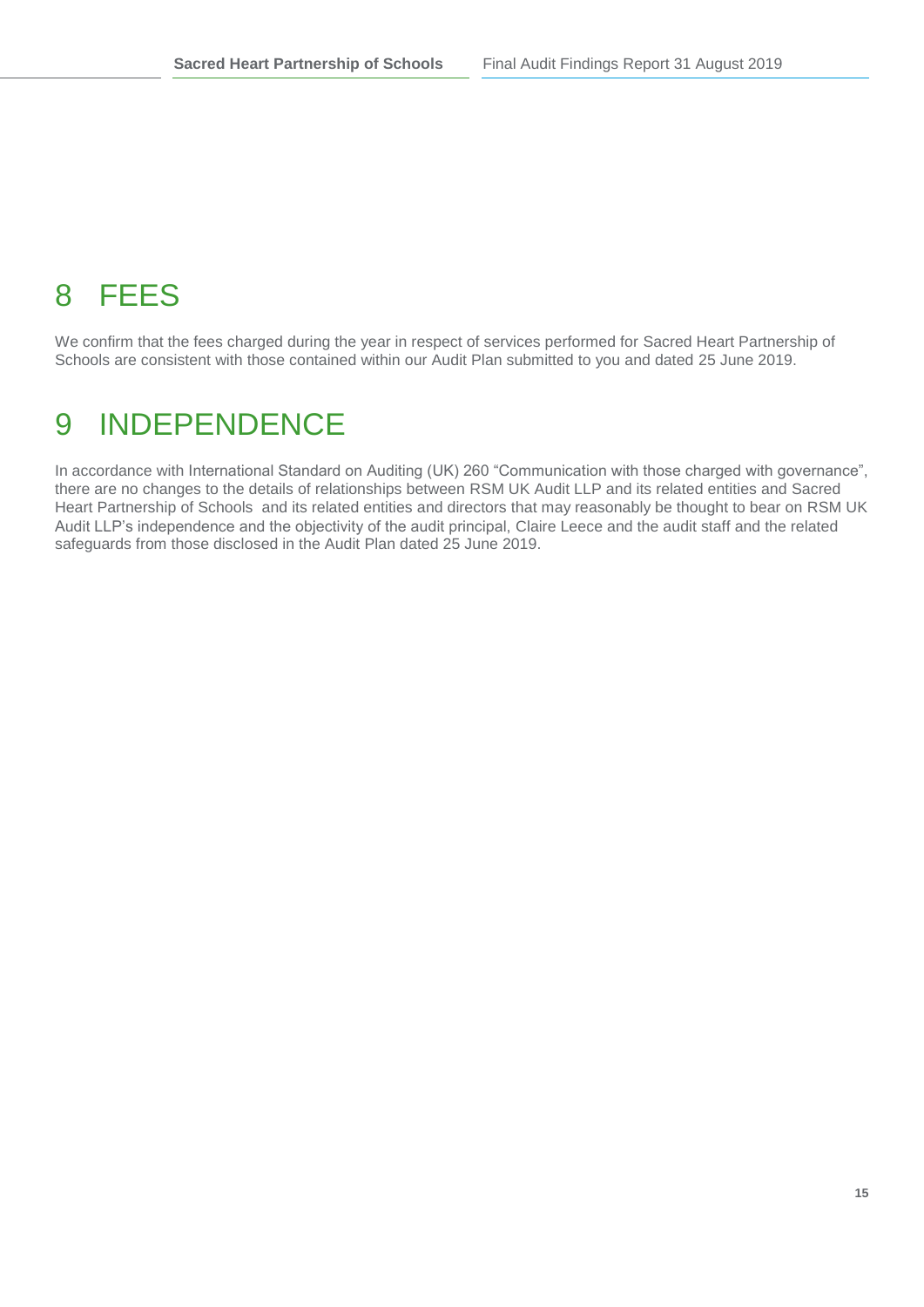# 8 FEES

We confirm that the fees charged during the year in respect of services performed for Sacred Heart Partnership of Schools are consistent with those contained within our Audit Plan submitted to you and dated 25 June 2019.

# 9 INDEPENDENCE

In accordance with International Standard on Auditing (UK) 260 "Communication with those charged with governance", there are no changes to the details of relationships between RSM UK Audit LLP and its related entities and Sacred Heart Partnership of Schools and its related entities and directors that may reasonably be thought to bear on RSM UK Audit LLP's independence and the objectivity of the audit principal, Claire Leece and the audit staff and the related safeguards from those disclosed in the Audit Plan dated 25 June 2019.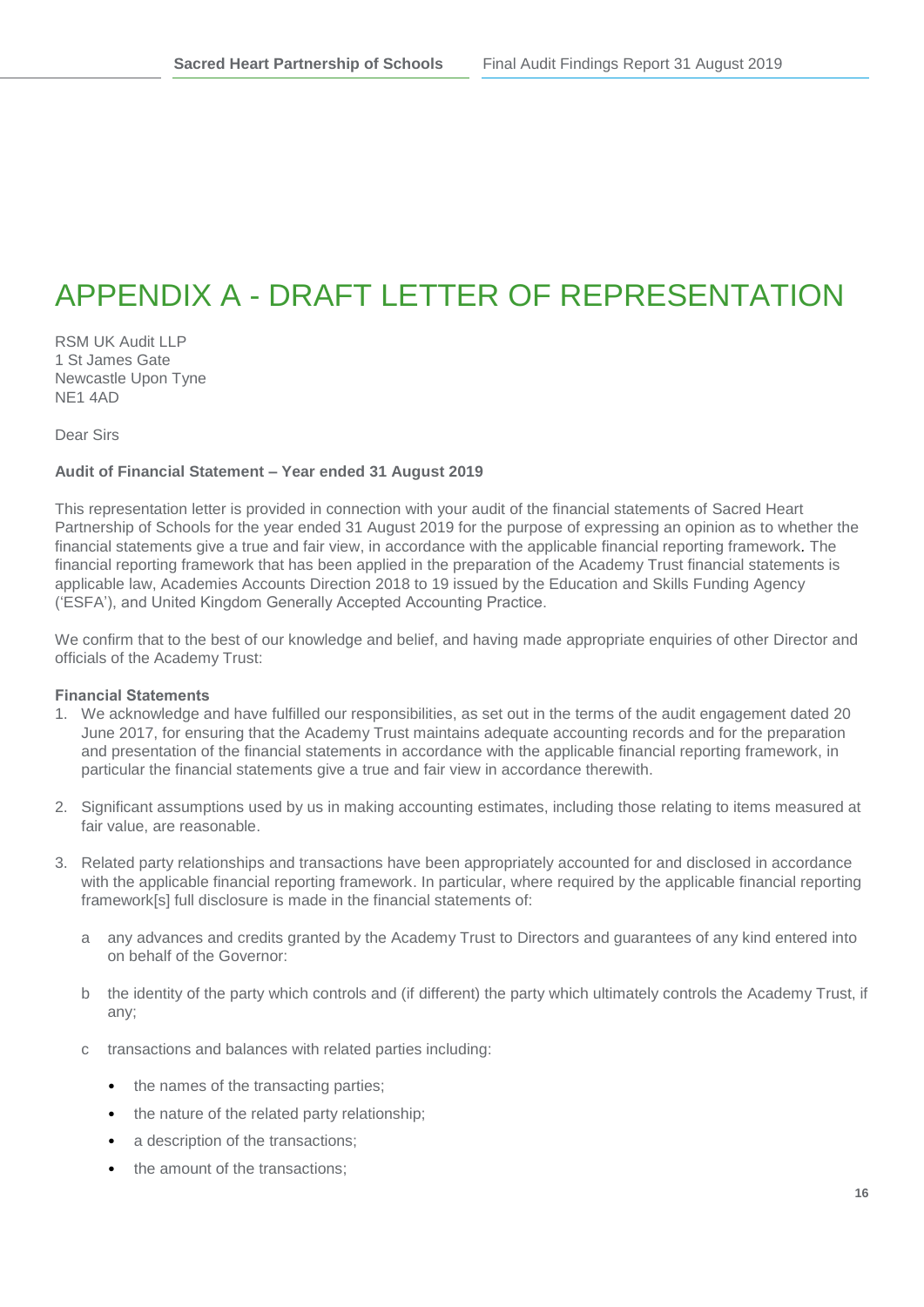# APPENDIX A - DRAFT LETTER OF REPRESENTATION

RSM UK Audit LLP
1 St James Gate
Newcastle Upon Tyne
NE1 4AD

Dear Sirs

**Audit of Financial Statement – Year ended 31 August 2019**

This representation letter is provided in connection with your audit of the financial statements of Sacred Heart Partnership of Schools for the year ended 31 August 2019 for the purpose of expressing an opinion as to whether the financial statements give a true and fair view, in accordance with the applicable financial reporting framework. The financial reporting framework that has been applied in the preparation of the Academy Trust financial statements is applicable law, Academies Accounts Direction 2018 to 19 issued by the Education and Skills Funding Agency ('ESFA'), and United Kingdom Generally Accepted Accounting Practice.

We confirm that to the best of our knowledge and belief, and having made appropriate enquiries of other Director and officials of the Academy Trust:

**Financial Statements**

1. We acknowledge and have fulfilled our responsibilities, as set out in the terms of the audit engagement dated 20 June 2017, for ensuring that the Academy Trust maintains adequate accounting records and for the preparation and presentation of the financial statements in accordance with the applicable financial reporting framework, in particular the financial statements give a true and fair view in accordance therewith.

2. Significant assumptions used by us in making accounting estimates, including those relating to items measured at fair value, are reasonable.

3. Related party relationships and transactions have been appropriately accounted for and disclosed in accordance with the applicable financial reporting framework. In particular, where required by the applicable financial reporting framework[s] full disclosure is made in the financial statements of:

   a any advances and credits granted by the Academy Trust to Directors and guarantees of any kind entered into on behalf of the Governor:

   b the identity of the party which controls and (if different) the party which ultimately controls the Academy Trust, if any;

   c transactions and balances with related parties including:

   - the names of the transacting parties;
   - the nature of the related party relationship;
   - a description of the transactions;
   - the amount of the transactions;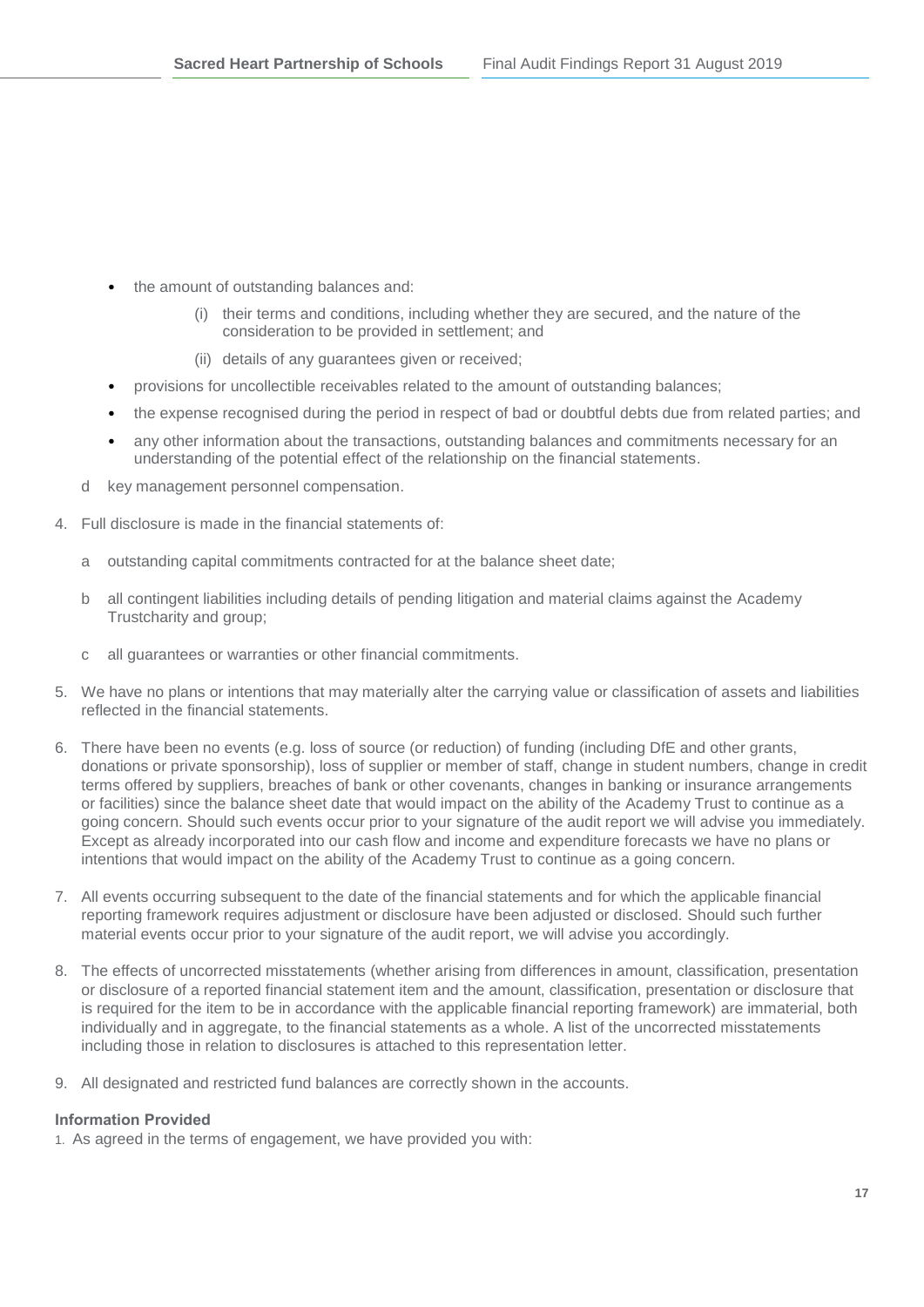- the amount of outstanding balances and:
    - (i) their terms and conditions, including whether they are secured, and the nature of the consideration to be provided in settlement; and
    - (ii) details of any guarantees given or received;
- provisions for uncollectible receivables related to the amount of outstanding balances;
- the expense recognised during the period in respect of bad or doubtful debts due from related parties; and
- any other information about the transactions, outstanding balances and commitments necessary for an understanding of the potential effect of the relationship on the financial statements.

d key management personnel compensation.

4. Full disclosure is made in the financial statements of:

    a outstanding capital commitments contracted for at the balance sheet date;

    b all contingent liabilities including details of pending litigation and material claims against the Academy Trustcharity and group;

    c all guarantees or warranties or other financial commitments.

5. We have no plans or intentions that may materially alter the carrying value or classification of assets and liabilities reflected in the financial statements.

6. There have been no events (e.g. loss of source (or reduction) of funding (including DfE and other grants, donations or private sponsorship), loss of supplier or member of staff, change in student numbers, change in credit terms offered by suppliers, breaches of bank or other covenants, changes in banking or insurance arrangements or facilities) since the balance sheet date that would impact on the ability of the Academy Trust to continue as a going concern. Should such events occur prior to your signature of the audit report we will advise you immediately. Except as already incorporated into our cash flow and income and expenditure forecasts we have no plans or intentions that would impact on the ability of the Academy Trust to continue as a going concern.

7. All events occurring subsequent to the date of the financial statements and for which the applicable financial reporting framework requires adjustment or disclosure have been adjusted or disclosed. Should such further material events occur prior to your signature of the audit report, we will advise you accordingly.

8. The effects of uncorrected misstatements (whether arising from differences in amount, classification, presentation or disclosure of a reported financial statement item and the amount, classification, presentation or disclosure that is required for the item to be in accordance with the applicable financial reporting framework) are immaterial, both individually and in aggregate, to the financial statements as a whole. A list of the uncorrected misstatements including those in relation to disclosures is attached to this representation letter.

9. All designated and restricted fund balances are correctly shown in the accounts.

**Information Provided**

1. As agreed in the terms of engagement, we have provided you with: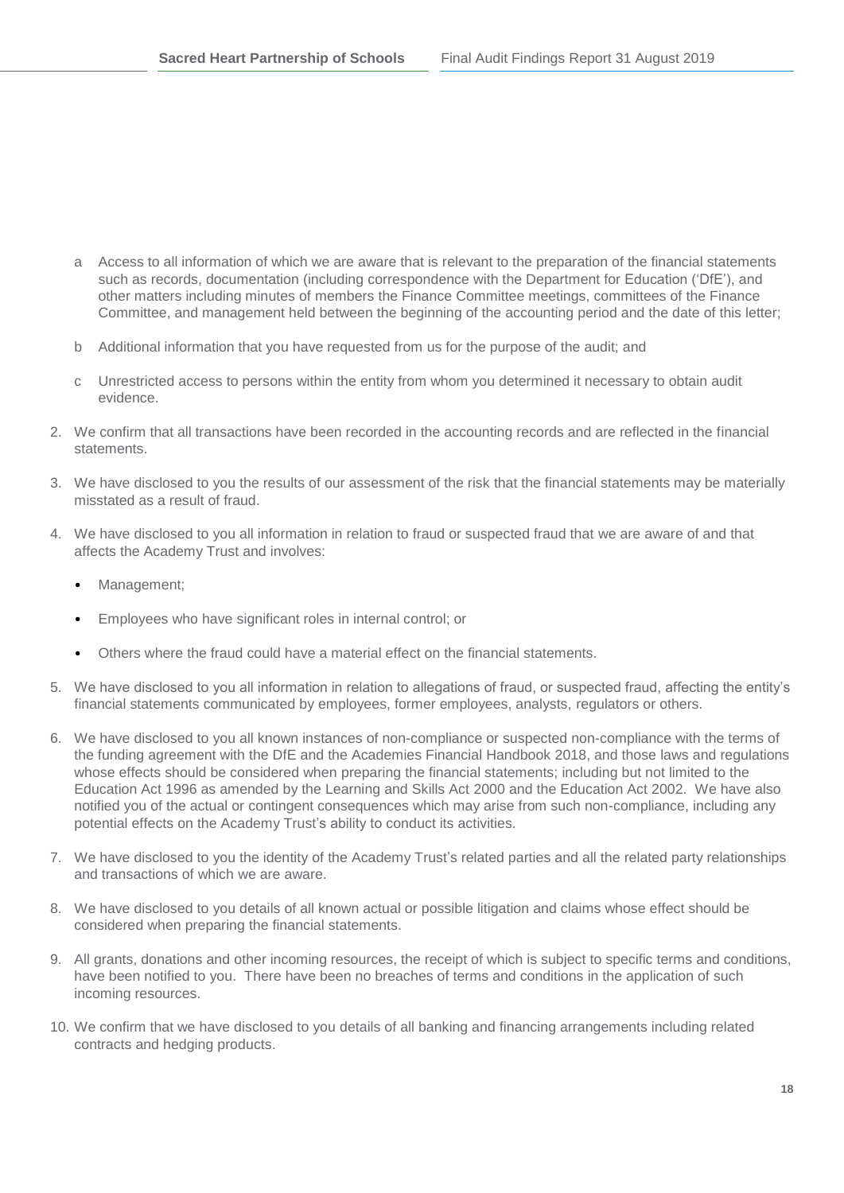a  Access to all information of which we are aware that is relevant to the preparation of the financial statements such as records, documentation (including correspondence with the Department for Education ('DfE'), and other matters including minutes of members the Finance Committee meetings, committees of the Finance Committee, and management held between the beginning of the accounting period and the date of this letter;

b  Additional information that you have requested from us for the purpose of the audit; and

c  Unrestricted access to persons within the entity from whom you determined it necessary to obtain audit evidence.

2. We confirm that all transactions have been recorded in the accounting records and are reflected in the financial statements.

3. We have disclosed to you the results of our assessment of the risk that the financial statements may be materially misstated as a result of fraud.

4. We have disclosed to you all information in relation to fraud or suspected fraud that we are aware of and that affects the Academy Trust and involves:

   - Management;
   - Employees who have significant roles in internal control; or
   - Others where the fraud could have a material effect on the financial statements.

5. We have disclosed to you all information in relation to allegations of fraud, or suspected fraud, affecting the entity's financial statements communicated by employees, former employees, analysts, regulators or others.

6. We have disclosed to you all known instances of non-compliance or suspected non-compliance with the terms of the funding agreement with the DfE and the Academies Financial Handbook 2018, and those laws and regulations whose effects should be considered when preparing the financial statements; including but not limited to the Education Act 1996 as amended by the Learning and Skills Act 2000 and the Education Act 2002. We have also notified you of the actual or contingent consequences which may arise from such non-compliance, including any potential effects on the Academy Trust's ability to conduct its activities.

7. We have disclosed to you the identity of the Academy Trust's related parties and all the related party relationships and transactions of which we are aware.

8. We have disclosed to you details of all known actual or possible litigation and claims whose effect should be considered when preparing the financial statements.

9. All grants, donations and other incoming resources, the receipt of which is subject to specific terms and conditions, have been notified to you. There have been no breaches of terms and conditions in the application of such incoming resources.

10. We confirm that we have disclosed to you details of all banking and financing arrangements including related contracts and hedging products.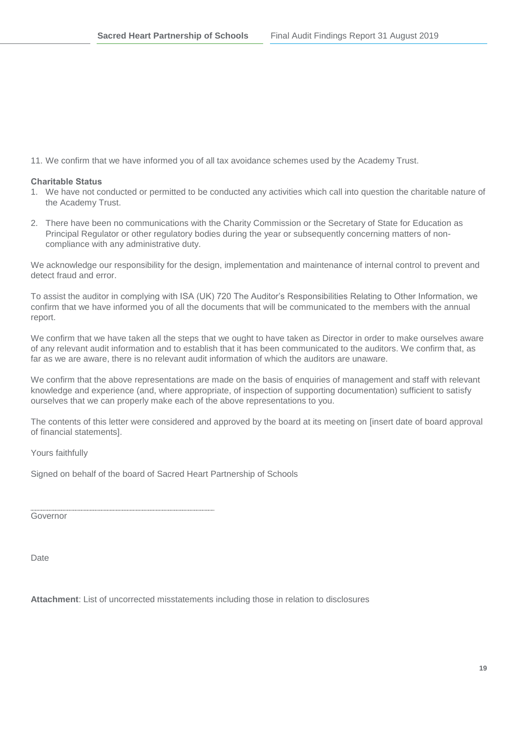11. We confirm that we have informed you of all tax avoidance schemes used by the Academy Trust.

**Charitable Status**

1. We have not conducted or permitted to be conducted any activities which call into question the charitable nature of the Academy Trust.
2. There have been no communications with the Charity Commission or the Secretary of State for Education as Principal Regulator or other regulatory bodies during the year or subsequently concerning matters of non-compliance with any administrative duty.

We acknowledge our responsibility for the design, implementation and maintenance of internal control to prevent and detect fraud and error.

To assist the auditor in complying with ISA (UK) 720 The Auditor's Responsibilities Relating to Other Information, we confirm that we have informed you of all the documents that will be communicated to the members with the annual report.

We confirm that we have taken all the steps that we ought to have taken as Director in order to make ourselves aware of any relevant audit information and to establish that it has been communicated to the auditors. We confirm that, as far as we are aware, there is no relevant audit information of which the auditors are unaware.

We confirm that the above representations are made on the basis of enquiries of management and staff with relevant knowledge and experience (and, where appropriate, of inspection of supporting documentation) sufficient to satisfy ourselves that we can properly make each of the above representations to you.

The contents of this letter were considered and approved by the board at its meeting on [insert date of board approval of financial statements].

Yours faithfully

Signed on behalf of the board of Sacred Heart Partnership of Schools

.............................................................................

Governor

Date

**Attachment**: List of uncorrected misstatements including those in relation to disclosures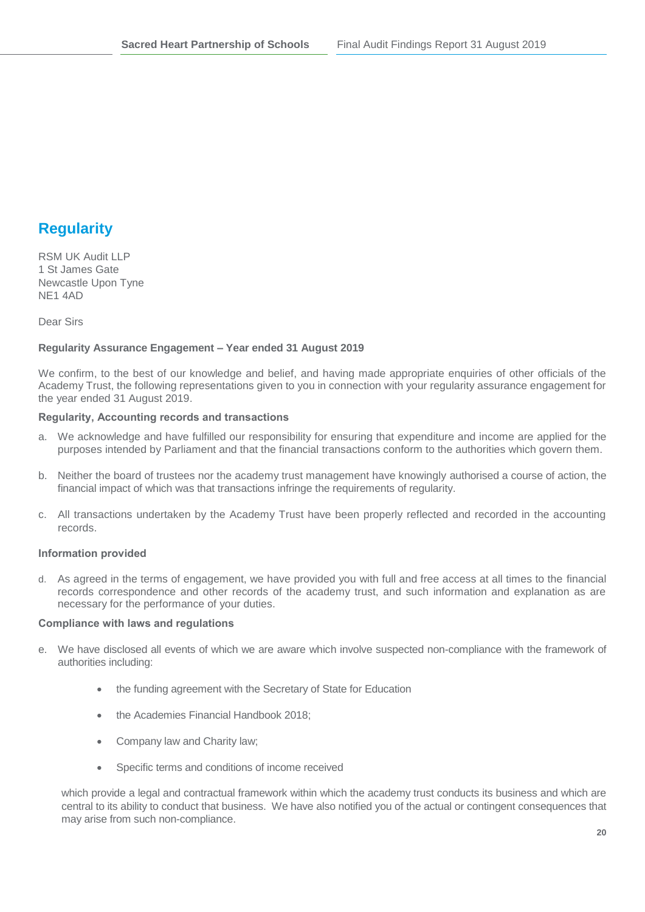## Regularity

RSM UK Audit LLP
1 St James Gate
Newcastle Upon Tyne
NE1 4AD

Dear Sirs

**Regularity Assurance Engagement – Year ended 31 August 2019**

We confirm, to the best of our knowledge and belief, and having made appropriate enquiries of other officials of the Academy Trust, the following representations given to you in connection with your regularity assurance engagement for the year ended 31 August 2019.

**Regularity, Accounting records and transactions**

a. We acknowledge and have fulfilled our responsibility for ensuring that expenditure and income are applied for the purposes intended by Parliament and that the financial transactions conform to the authorities which govern them.

b. Neither the board of trustees nor the academy trust management have knowingly authorised a course of action, the financial impact of which was that transactions infringe the requirements of regularity.

c. All transactions undertaken by the Academy Trust have been properly reflected and recorded in the accounting records.

**Information provided**

d. As agreed in the terms of engagement, we have provided you with full and free access at all times to the financial records correspondence and other records of the academy trust, and such information and explanation as are necessary for the performance of your duties.

**Compliance with laws and regulations**

e. We have disclosed all events of which we are aware which involve suspected non-compliance with the framework of authorities including:

- the funding agreement with the Secretary of State for Education
- the Academies Financial Handbook 2018;
- Company law and Charity law;
- Specific terms and conditions of income received

which provide a legal and contractual framework within which the academy trust conducts its business and which are central to its ability to conduct that business. We have also notified you of the actual or contingent consequences that may arise from such non-compliance.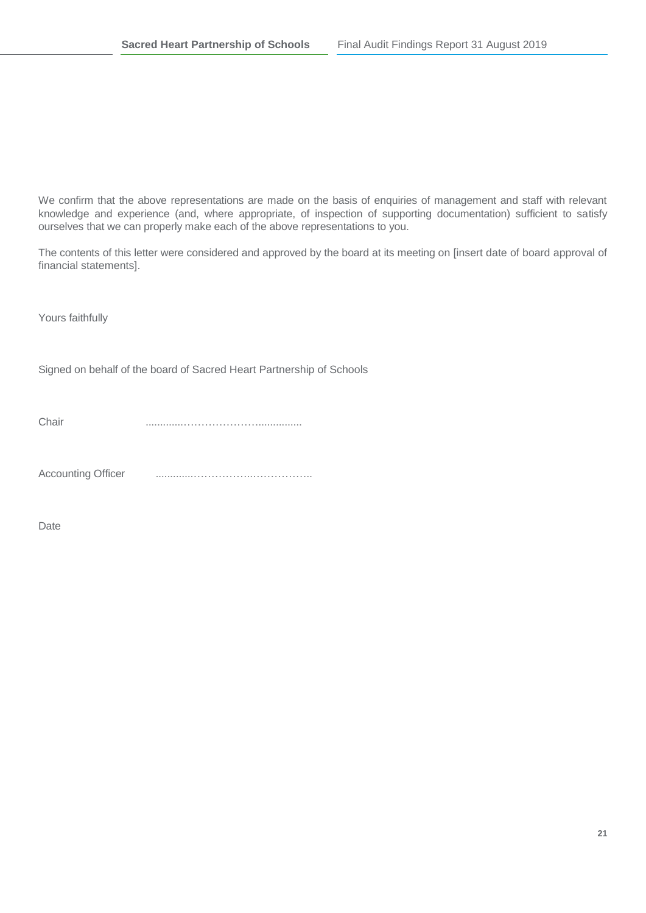We confirm that the above representations are made on the basis of enquiries of management and staff with relevant knowledge and experience (and, where appropriate, of inspection of supporting documentation) sufficient to satisfy ourselves that we can properly make each of the above representations to you.

The contents of this letter were considered and approved by the board at its meeting on [insert date of board approval of financial statements].

Yours faithfully

Signed on behalf of the board of Sacred Heart Partnership of Schools

Chair ............………………….…............

Accounting Officer ............……………..……………..

Date